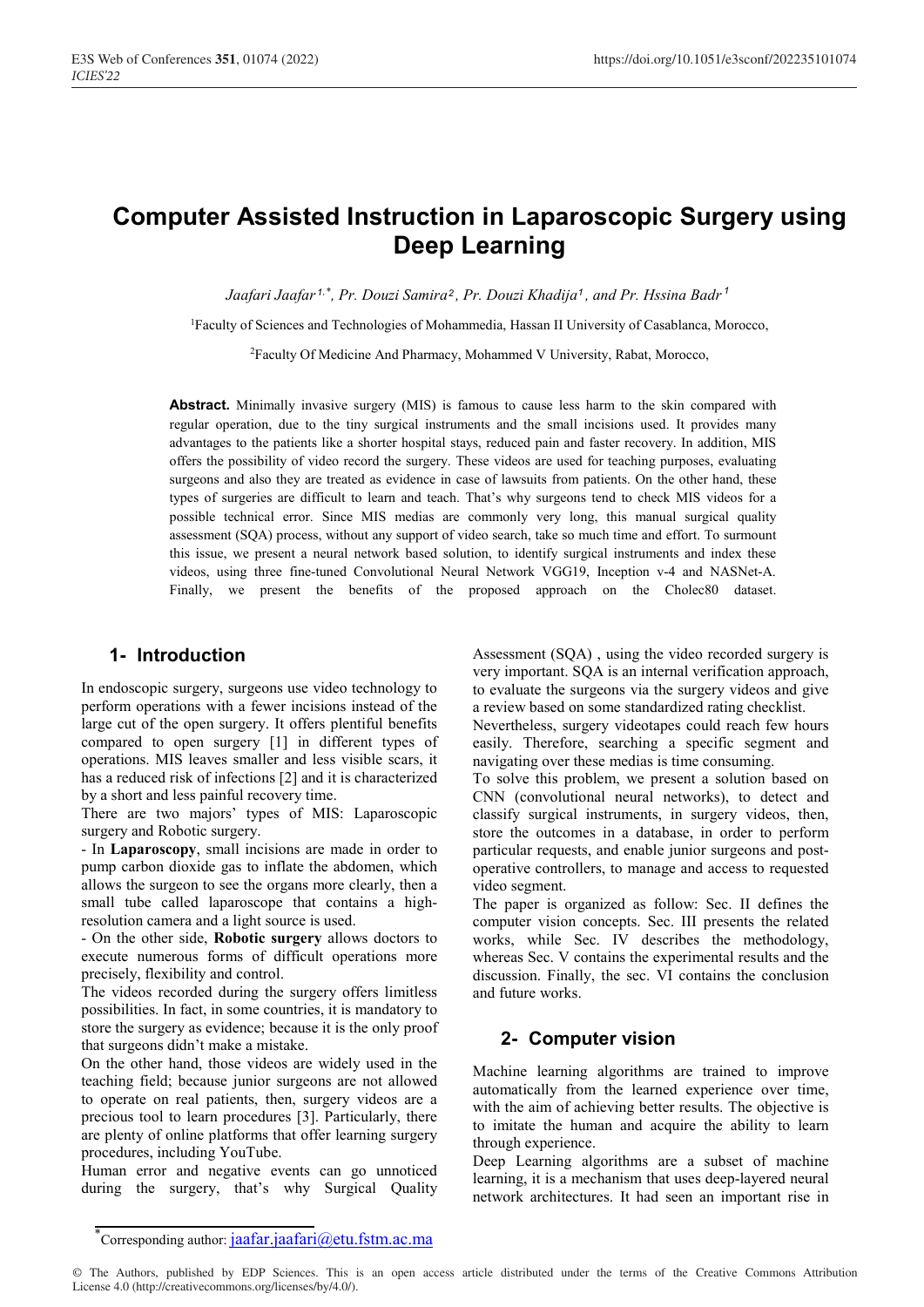# Computer Assisted Instruction in Laparoscopic Surgery using Deep Learning

*Jaafari Jaafar[1,*], Pr. Douzi Samira[2], Pr. Douzi Khadija[1], and Pr. Hssina Badr[1]*

[1]Faculty of Sciences and Technologies of Mohammedia, Hassan II University of Casablanca, Morocco,

[2]Faculty Of Medicine And Pharmacy, Mohammed V University, Rabat, Morocco,

**Abstract.** Minimally invasive surgery (MIS) is famous to cause less harm to the skin compared with regular operation, due to the tiny surgical instruments and the small incisions used. It provides many advantages to the patients like a shorter hospital stays, reduced pain and faster recovery. In addition, MIS offers the possibility of video record the surgery. These videos are used for teaching purposes, evaluating surgeons and also they are treated as evidence in case of lawsuits from patients. On the other hand, these types of surgeries are difficult to learn and teach. That's why surgeons tend to check MIS videos for a possible technical error. Since MIS medias are commonly very long, this manual surgical quality assessment (SQA) process, without any support of video search, take so much time and effort. To surmount this issue, we present a neural network based solution, to identify surgical instruments and index these videos, using three fine-tuned Convolutional Neural Network VGG19, Inception v-4 and NASNet-A. Finally, we present the benefits of the proposed approach on the Cholec80 dataset.

## 1- Introduction

In endoscopic surgery, surgeons use video technology to perform operations with a fewer incisions instead of the large cut of the open surgery. It offers plentiful benefits compared to open surgery [1] in different types of operations. MIS leaves smaller and less visible scars, it has a reduced risk of infections [2] and it is characterized by a short and less painful recovery time.

There are two majors' types of MIS: Laparoscopic surgery and Robotic surgery.

- In **Laparoscopy**, small incisions are made in order to pump carbon dioxide gas to inflate the abdomen, which allows the surgeon to see the organs more clearly, then a small tube called laparoscope that contains a high-resolution camera and a light source is used.

- On the other side, **Robotic surgery** allows doctors to execute numerous forms of difficult operations more precisely, flexibility and control.

The videos recorded during the surgery offers limitless possibilities. In fact, in some countries, it is mandatory to store the surgery as evidence; because it is the only proof that surgeons didn't make a mistake.

On the other hand, those videos are widely used in the teaching field; because junior surgeons are not allowed to operate on real patients, then, surgery videos are a precious tool to learn procedures [3]. Particularly, there are plenty of online platforms that offer learning surgery procedures, including YouTube.

Human error and negative events can go unnoticed during the surgery, that's why Surgical Quality Assessment (SQA) , using the video recorded surgery is very important. SQA is an internal verification approach, to evaluate the surgeons via the surgery videos and give a review based on some standardized rating checklist.

Nevertheless, surgery videotapes could reach few hours easily. Therefore, searching a specific segment and navigating over these medias is time consuming.

To solve this problem, we present a solution based on CNN (convolutional neural networks), to detect and classify surgical instruments, in surgery videos, then, store the outcomes in a database, in order to perform particular requests, and enable junior surgeons and post-operative controllers, to manage and access to requested video segment.

The paper is organized as follow: Sec. II defines the computer vision concepts. Sec. III presents the related works, while Sec. IV describes the methodology, whereas Sec. V contains the experimental results and the discussion. Finally, the sec. VI contains the conclusion and future works.

## 2- Computer vision

Machine learning algorithms are trained to improve automatically from the learned experience over time, with the aim of achieving better results. The objective is to imitate the human and acquire the ability to learn through experience.

Deep Learning algorithms are a subset of machine learning, it is a mechanism that uses deep-layered neural network architectures. It had seen an important rise in

*Corresponding author: jaafar.jaafari@etu.fstm.ac.ma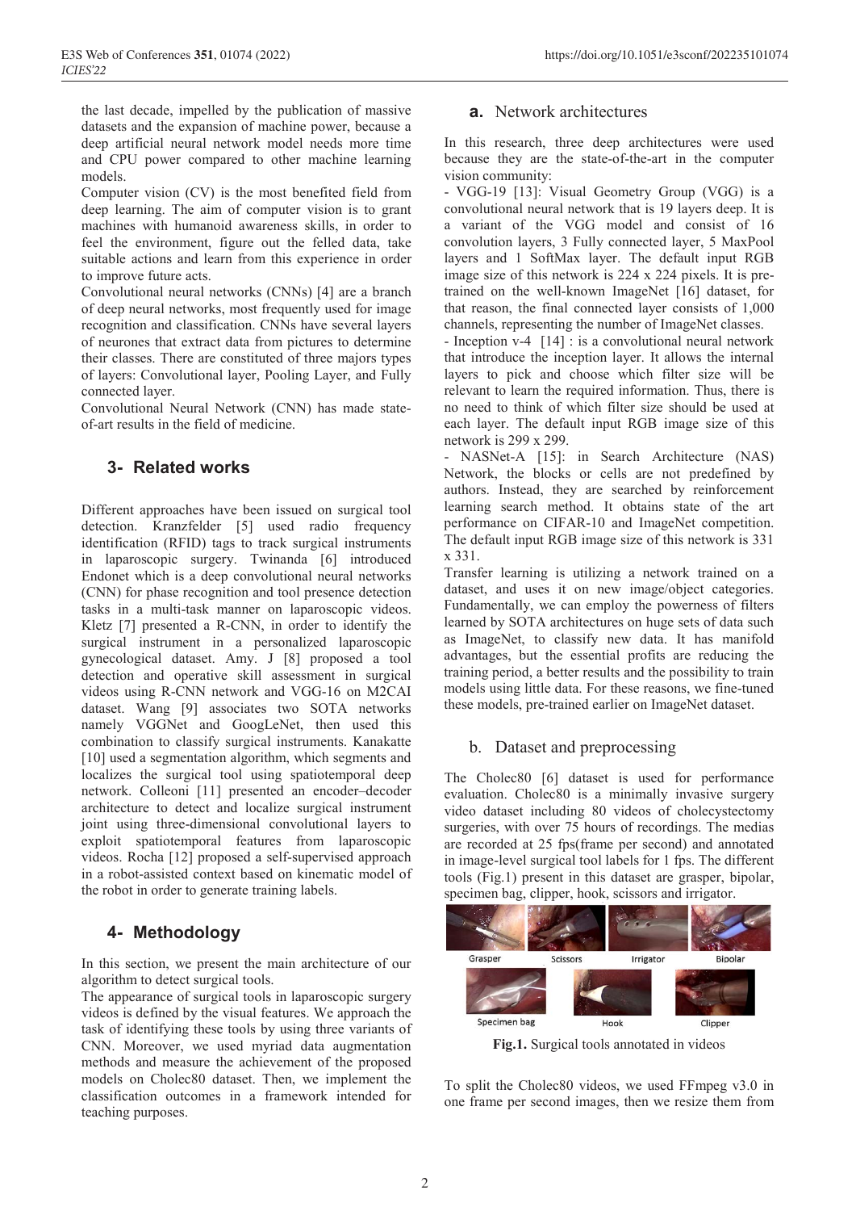the last decade, impelled by the publication of massive datasets and the expansion of machine power, because a deep artificial neural network model needs more time and CPU power compared to other machine learning models.

Computer vision (CV) is the most benefited field from deep learning. The aim of computer vision is to grant machines with humanoid awareness skills, in order to feel the environment, figure out the felled data, take suitable actions and learn from this experience in order to improve future acts.

Convolutional neural networks (CNNs) [4] are a branch of deep neural networks, most frequently used for image recognition and classification. CNNs have several layers of neurones that extract data from pictures to determine their classes. There are constituted of three majors types of layers: Convolutional layer, Pooling Layer, and Fully connected layer.

Convolutional Neural Network (CNN) has made state-of-art results in the field of medicine.

## 3- Related works

Different approaches have been issued on surgical tool detection. Kranzfelder [5] used radio frequency identification (RFID) tags to track surgical instruments in laparoscopic surgery. Twinanda [6] introduced Endonet which is a deep convolutional neural networks (CNN) for phase recognition and tool presence detection tasks in a multi-task manner on laparoscopic videos. Kletz [7] presented a R-CNN, in order to identify the surgical instrument in a personalized laparoscopic gynecological dataset. Amy. J [8] proposed a tool detection and operative skill assessment in surgical videos using R-CNN network and VGG-16 on M2CAI dataset. Wang [9] associates two SOTA networks namely VGGNet and GoogLeNet, then used this combination to classify surgical instruments. Kanakatte [10] used a segmentation algorithm, which segments and localizes the surgical tool using spatiotemporal deep network. Colleoni [11] presented an encoder–decoder architecture to detect and localize surgical instrument joint using three-dimensional convolutional layers to exploit spatiotemporal features from laparoscopic videos. Rocha [12] proposed a self-supervised approach in a robot-assisted context based on kinematic model of the robot in order to generate training labels.

## 4- Methodology

In this section, we present the main architecture of our algorithm to detect surgical tools.

The appearance of surgical tools in laparoscopic surgery videos is defined by the visual features. We approach the task of identifying these tools by using three variants of CNN. Moreover, we used myriad data augmentation methods and measure the achievement of the proposed models on Cholec80 dataset. Then, we implement the classification outcomes in a framework intended for teaching purposes.

### a. Network architectures

In this research, three deep architectures were used because they are the state-of-the-art in the computer vision community:

- VGG-19 [13]: Visual Geometry Group (VGG) is a convolutional neural network that is 19 layers deep. It is a variant of the VGG model and consist of 16 convolution layers, 3 Fully connected layer, 5 MaxPool layers and 1 SoftMax layer. The default input RGB image size of this network is 224 x 224 pixels. It is pre-trained on the well-known ImageNet [16] dataset, for that reason, the final connected layer consists of 1,000 channels, representing the number of ImageNet classes.
- Inception v-4 [14] : is a convolutional neural network that introduce the inception layer. It allows the internal layers to pick and choose which filter size will be relevant to learn the required information. Thus, there is no need to think of which filter size should be used at each layer. The default input RGB image size of this network is 299 x 299.
- NASNet-A [15]: in Search Architecture (NAS) Network, the blocks or cells are not predefined by authors. Instead, they are searched by reinforcement learning search method. It obtains state of the art performance on CIFAR-10 and ImageNet competition. The default input RGB image size of this network is 331 x 331.

Transfer learning is utilizing a network trained on a dataset, and uses it on new image/object categories. Fundamentally, we can employ the powerness of filters learned by SOTA architectures on huge sets of data such as ImageNet, to classify new data. It has manifold advantages, but the essential profits are reducing the training period, a better results and the possibility to train models using little data. For these reasons, we fine-tuned these models, pre-trained earlier on ImageNet dataset.

### b. Dataset and preprocessing

The Cholec80 [6] dataset is used for performance evaluation. Cholec80 is a minimally invasive surgery video dataset including 80 videos of cholecystectomy surgeries, with over 75 hours of recordings. The medias are recorded at 25 fps(frame per second) and annotated in image-level surgical tool labels for 1 fps. The different tools (Fig.1) present in this dataset are grasper, bipolar, specimen bag, clipper, hook, scissors and irrigator.

Grasper Scissors Irrigator Bipolar Specimen bag Hook Clipper

**Fig.1.** Surgical tools annotated in videos

To split the Cholec80 videos, we used FFmpeg v3.0 in one frame per second images, then we resize them from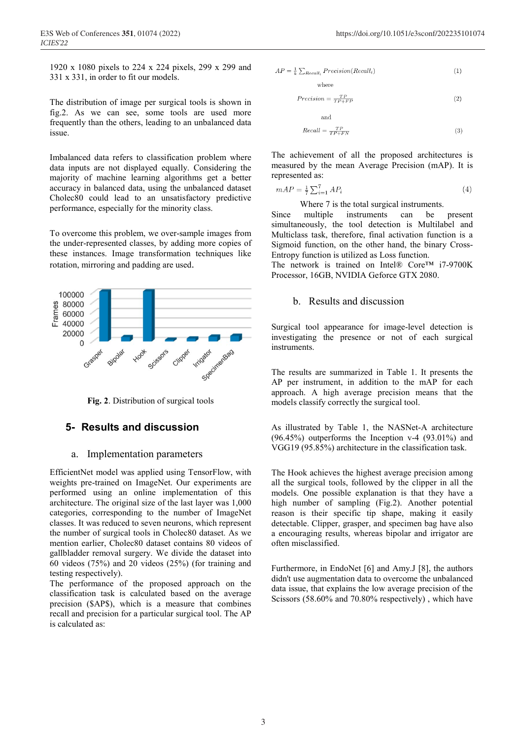1920 x 1080 pixels to 224 x 224 pixels, 299 x 299 and 331 x 331, in order to fit our models.

The distribution of image per surgical tools is shown in fig.2. As we can see, some tools are used more frequently than the others, leading to an unbalanced data issue.

Imbalanced data refers to classification problem where data inputs are not displayed equally. Considering the majority of machine learning algorithms get a better accuracy in balanced data, using the unbalanced dataset Cholec80 could lead to an unsatisfactory predictive performance, especially for the minority class.

To overcome this problem, we over-sample images from the under-represented classes, by adding more copies of these instances. Image transformation techniques like rotation, mirroring and padding are used.

**Fig. 2**. Distribution of surgical tools

## 5- Results and discussion

### a. Implementation parameters

EfficientNet model was applied using TensorFlow, with weights pre-trained on ImageNet. Our experiments are performed using an online implementation of this architecture. The original size of the last layer was 1,000 categories, corresponding to the number of ImageNet classes. It was reduced to seven neurons, which represent the number of surgical tools in Cholec80 dataset. As we mention earlier, Cholec80 dataset contains 80 videos of gallbladder removal surgery. We divide the dataset into 60 videos (75%) and 20 videos (25%) (for training and testing respectively).
The performance of the proposed approach on the classification task is calculated based on the average precision ($AP$), which is a measure that combines recall and precision for a particular surgical tool. The AP is calculated as:

$$AP = \frac{1}{k}\sum_{Recall_i} Precision(Recall_i) \quad (1)$$

where

$$Precision = \frac{TP}{TP+FP} \quad (2)$$

and

$$Recall = \frac{TP}{TP+FN} \quad (3)$$

The achievement of all the proposed architectures is measured by the mean Average Precision (mAP). It is represented as:

$$mAP = \frac{1}{7}\sum_{i=1}^{7} AP_i \quad (4)$$

Where 7 is the total surgical instruments.
Since multiple instruments can be present simultaneously, the tool detection is Multilabel and Multiclass task, therefore, final activation function is a Sigmoid function, on the other hand, the binary Cross-Entropy function is utilized as Loss function.
The network is trained on Intel® Core™ i7-9700K Processor, 16GB, NVIDIA Geforce GTX 2080.

### b. Results and discussion

Surgical tool appearance for image-level detection is investigating the presence or not of each surgical instruments.

The results are summarized in Table 1. It presents the AP per instrument, in addition to the mAP for each approach. A high average precision means that the models classify correctly the surgical tool.

As illustrated by Table 1, the NASNet-A architecture (96.45%) outperforms the Inception v-4 (93.01%) and VGG19 (95.85%) architecture in the classification task.

The Hook achieves the highest average precision among all the surgical tools, followed by the clipper in all the models. One possible explanation is that they have a high number of sampling (Fig.2). Another potential reason is their specific tip shape, making it easily detectable. Clipper, grasper, and specimen bag have also a encouraging results, whereas bipolar and irrigator are often misclassified.

Furthermore, in EndoNet [6] and Amy.J [8], the authors didn't use augmentation data to overcome the unbalanced data issue, that explains the low average precision of the Scissors (58.60% and 70.80% respectively) , which have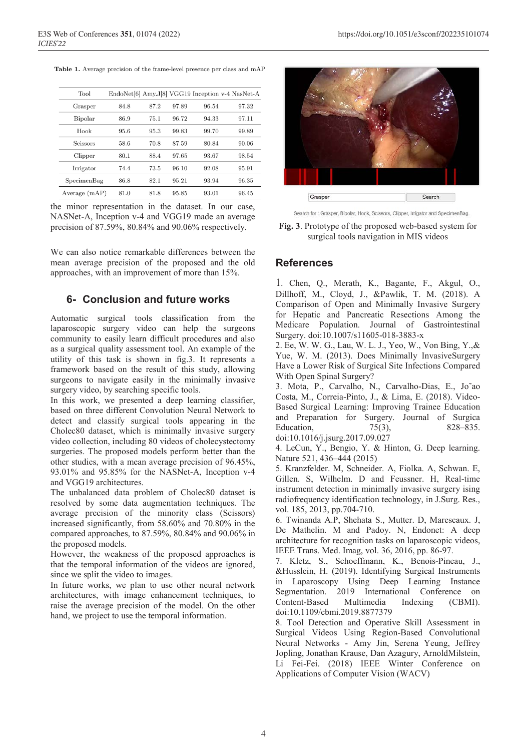Table 1. Average precision of the frame-level presence per class and mAP

| Tool | EndoNet[6] | Amy.J[8] | VGG19 | Inception v-4 | NasNet-A |
|---|---|---|---|---|---|
| Grasper | 84.8 | 87.2 | 97.89 | 96.54 | 97.32 |
| Bipolar | 86.9 | 75.1 | 96.72 | 94.33 | 97.11 |
| Hook | 95.6 | 95.3 | 99.83 | 99.70 | 99.89 |
| Scissors | 58.6 | 70.8 | 87.59 | 80.84 | 90.06 |
| Clipper | 80.1 | 88.4 | 97.65 | 93.67 | 98.54 |
| Irrigator | 74.4 | 73.5 | 96.10 | 92.08 | 95.91 |
| SpecimenBag | 86.8 | 82.1 | 95.21 | 93.94 | 96.35 |
| Average (mAP) | 81.0 | 81.8 | 95.85 | 93.01 | 96.45 |

the minor representation in the dataset. In our case, NASNet-A, Inception v-4 and VGG19 made an average precision of 87.59%, 80.84% and 90.06% respectively.

We can also notice remarkable differences between the mean average precision of the proposed and the old approaches, with an improvement of more than 15%.

## 6- Conclusion and future works

Automatic surgical tools classification from the laparoscopic surgery video can help the surgeons community to easily learn difficult procedures and also as a surgical quality assessment tool. An example of the utility of this task is shown in fig.3. It represents a framework based on the result of this study, allowing surgeons to navigate easily in the minimally invasive surgery video, by searching specific tools.

In this work, we presented a deep learning classifier, based on three different Convolution Neural Network to detect and classify surgical tools appearing in the Cholec80 dataset, which is minimally invasive surgery video collection, including 80 videos of cholecystectomy surgeries. The proposed models perform better than the other studies, with a mean average precision of 96.45%, 93.01% and 95.85% for the NASNet-A, Inception v-4 and VGG19 architectures.

The unbalanced data problem of Cholec80 dataset is resolved by some data augmentation techniques. The average precision of the minority class (Scissors) increased significantly, from 58.60% and 70.80% in the compared approaches, to 87.59%, 80.84% and 90.06% in the proposed models.

However, the weakness of the proposed approaches is that the temporal information of the videos are ignored, since we split the video to images.

In future works, we plan to use other neural network architectures, with image enhancement techniques, to raise the average precision of the model. On the other hand, we project to use the temporal information.

Grasper | Search

Search for : Grasper, Bipolar, Hook, Scissors, Clipper, Irrigator and SpecimenBag.

**Fig. 3**. Prototype of the proposed web-based system for surgical tools navigation in MIS videos

## References

1. Chen, Q., Merath, K., Bagante, F., Akgul, O., Dillhoff, M., Cloyd, J., &Pawlik, T. M. (2018). A Comparison of Open and Minimally Invasive Surgery for Hepatic and Pancreatic Resections Among the Medicare Population. Journal of Gastrointestinal Surgery. doi:10.1007/s11605-018-3883-x
2. Ee, W. W. G., Lau, W. L. J., Yeo, W., Von Bing, Y.,& Yue, W. M. (2013). Does Minimally InvasiveSurgery Have a Lower Risk of Surgical Site Infections Compared With Open Spinal Surgery?
3. Mota, P., Carvalho, N., Carvalho-Dias, E., Jo˜ao Costa, M., Correia-Pinto, J., & Lima, E. (2018). Video-Based Surgical Learning: Improving Trainee Education and Preparation for Surgery. Journal of Surgica Education, 75(3), 828–835. doi:10.1016/j.jsurg.2017.09.027
4. LeCun, Y., Bengio, Y. & Hinton, G. Deep learning. Nature 521, 436–444 (2015)
5. Kranzfelder. M, Schneider. A, Fiolka. A, Schwan. E, Gillen. S, Wilhelm. D and Feussner. H, Real-time instrument detection in minimally invasive surgery ising radiofrequency identification technology, in J.Surg. Res., vol. 185, 2013, pp.704-710.
6. Twinanda A.P, Shehata S., Mutter. D, Marescaux. J, De Mathelin. M and Padoy. N, Endonet: A deep architecture for recognition tasks on laparoscopic videos, IEEE Trans. Med. Imag, vol. 36, 2016, pp. 86-97.
7. Kletz, S., Schoeffmann, K., Benois-Pineau, J., &Husslein, H. (2019). Identifying Surgical Instruments in Laparoscopy Using Deep Learning Instance Segmentation. 2019 International Conference on Content-Based Multimedia Indexing (CBMI). doi:10.1109/cbmi.2019.8877379
8. Tool Detection and Operative Skill Assessment in Surgical Videos Using Region-Based Convolutional Neural Networks - Amy Jin, Serena Yeung, Jeffrey Jopling, Jonathan Krause, Dan Azagury, ArnoldMilstein, Li Fei-Fei. (2018) IEEE Winter Conference on Applications of Computer Vision (WACV)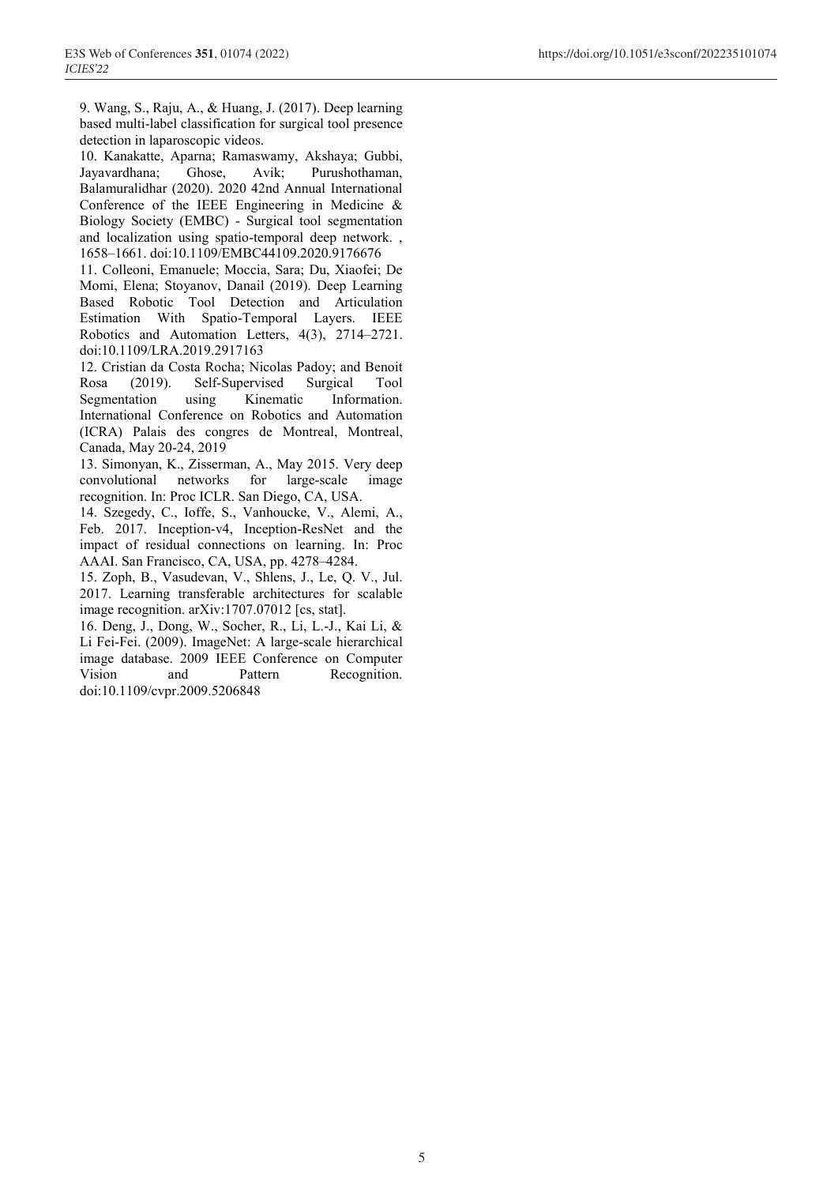9. Wang, S., Raju, A., & Huang, J. (2017). Deep learning based multi-label classification for surgical tool presence detection in laparoscopic videos.

10. Kanakatte, Aparna; Ramaswamy, Akshaya; Gubbi, Jayavardhana; Ghose, Avik; Purushothaman, Balamuralidhar (2020). 2020 42nd Annual International Conference of the IEEE Engineering in Medicine & Biology Society (EMBC) - Surgical tool segmentation and localization using spatio-temporal deep network. , 1658–1661. doi:10.1109/EMBC44109.2020.9176676

11. Colleoni, Emanuele; Moccia, Sara; Du, Xiaofei; De Momi, Elena; Stoyanov, Danail (2019). Deep Learning Based Robotic Tool Detection and Articulation Estimation With Spatio-Temporal Layers. IEEE Robotics and Automation Letters, 4(3), 2714–2721. doi:10.1109/LRA.2019.2917163

12. Cristian da Costa Rocha; Nicolas Padoy; and Benoit Rosa (2019). Self-Supervised Surgical Tool Segmentation using Kinematic Information. International Conference on Robotics and Automation (ICRA) Palais des congres de Montreal, Montreal, Canada, May 20-24, 2019

13. Simonyan, K., Zisserman, A., May 2015. Very deep convolutional networks for large-scale image recognition. In: Proc ICLR. San Diego, CA, USA.

14. Szegedy, C., Ioffe, S., Vanhoucke, V., Alemi, A., Feb. 2017. Inception-v4, Inception-ResNet and the impact of residual connections on learning. In: Proc AAAI. San Francisco, CA, USA, pp. 4278–4284.

15. Zoph, B., Vasudevan, V., Shlens, J., Le, Q. V., Jul. 2017. Learning transferable architectures for scalable image recognition. arXiv:1707.07012 [cs, stat].

16. Deng, J., Dong, W., Socher, R., Li, L.-J., Kai Li, & Li Fei-Fei. (2009). ImageNet: A large-scale hierarchical image database. 2009 IEEE Conference on Computer Vision and Pattern Recognition. doi:10.1109/cvpr.2009.5206848